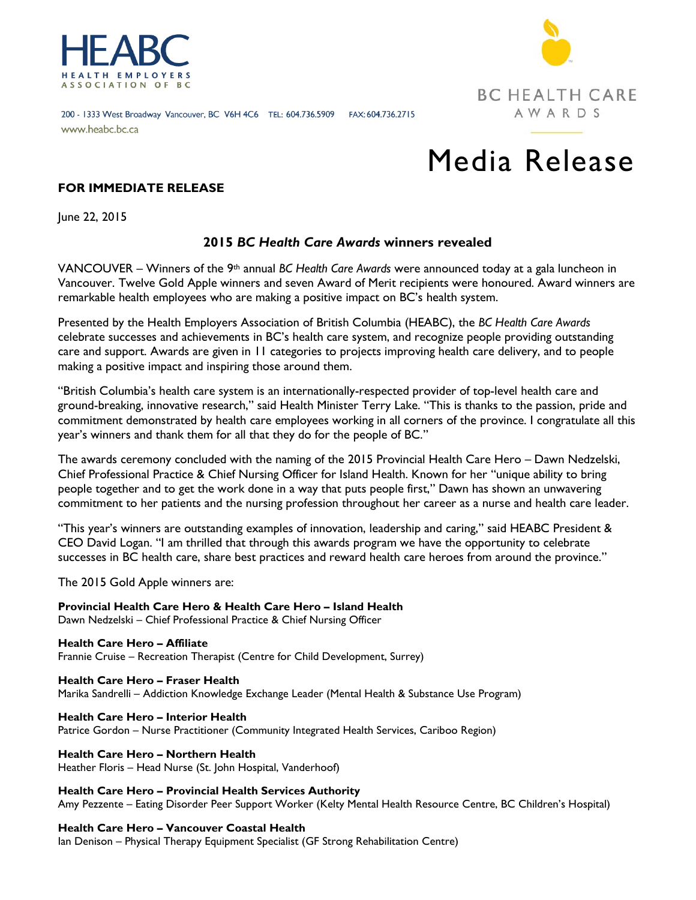HEABC

HEALTH EMPLOYERS ASSOCIATION OF BC

200 - 1333 West Broadway Vancouver, BC V6H 4C6 TEL: 604.736.5909 FAX: 604.736.2715

www.heabc.bc.ca

BC HEALTH CARE AWARDS

# Media Release

**FOR IMMEDIATE RELEASE**

June 22, 2015

## 2015 *BC Health Care Awards* winners revealed

VANCOUVER – Winners of the 9th annual *BC Health Care Awards* were announced today at a gala luncheon in Vancouver. Twelve Gold Apple winners and seven Award of Merit recipients were honoured. Award winners are remarkable health employees who are making a positive impact on BC's health system.

Presented by the Health Employers Association of British Columbia (HEABC), the *BC Health Care Awards* celebrate successes and achievements in BC's health care system, and recognize people providing outstanding care and support. Awards are given in 11 categories to projects improving health care delivery, and to people making a positive impact and inspiring those around them.

"British Columbia's health care system is an internationally-respected provider of top-level health care and ground-breaking, innovative research," said Health Minister Terry Lake. "This is thanks to the passion, pride and commitment demonstrated by health care employees working in all corners of the province. I congratulate all this year's winners and thank them for all that they do for the people of BC."

The awards ceremony concluded with the naming of the 2015 Provincial Health Care Hero – Dawn Nedzelski, Chief Professional Practice & Chief Nursing Officer for Island Health. Known for her "unique ability to bring people together and to get the work done in a way that puts people first," Dawn has shown an unwavering commitment to her patients and the nursing profession throughout her career as a nurse and health care leader.

"This year's winners are outstanding examples of innovation, leadership and caring," said HEABC President & CEO David Logan. "I am thrilled that through this awards program we have the opportunity to celebrate successes in BC health care, share best practices and reward health care heroes from around the province."

The 2015 Gold Apple winners are:

**Provincial Health Care Hero & Health Care Hero – Island Health**
Dawn Nedzelski – Chief Professional Practice & Chief Nursing Officer

**Health Care Hero – Affiliate**
Frannie Cruise – Recreation Therapist (Centre for Child Development, Surrey)

**Health Care Hero – Fraser Health**
Marika Sandrelli – Addiction Knowledge Exchange Leader (Mental Health & Substance Use Program)

**Health Care Hero – Interior Health**
Patrice Gordon – Nurse Practitioner (Community Integrated Health Services, Cariboo Region)

**Health Care Hero – Northern Health**
Heather Floris – Head Nurse (St. John Hospital, Vanderhoof)

**Health Care Hero – Provincial Health Services Authority**
Amy Pezzente – Eating Disorder Peer Support Worker (Kelty Mental Health Resource Centre, BC Children's Hospital)

**Health Care Hero – Vancouver Coastal Health**
Ian Denison – Physical Therapy Equipment Specialist (GF Strong Rehabilitation Centre)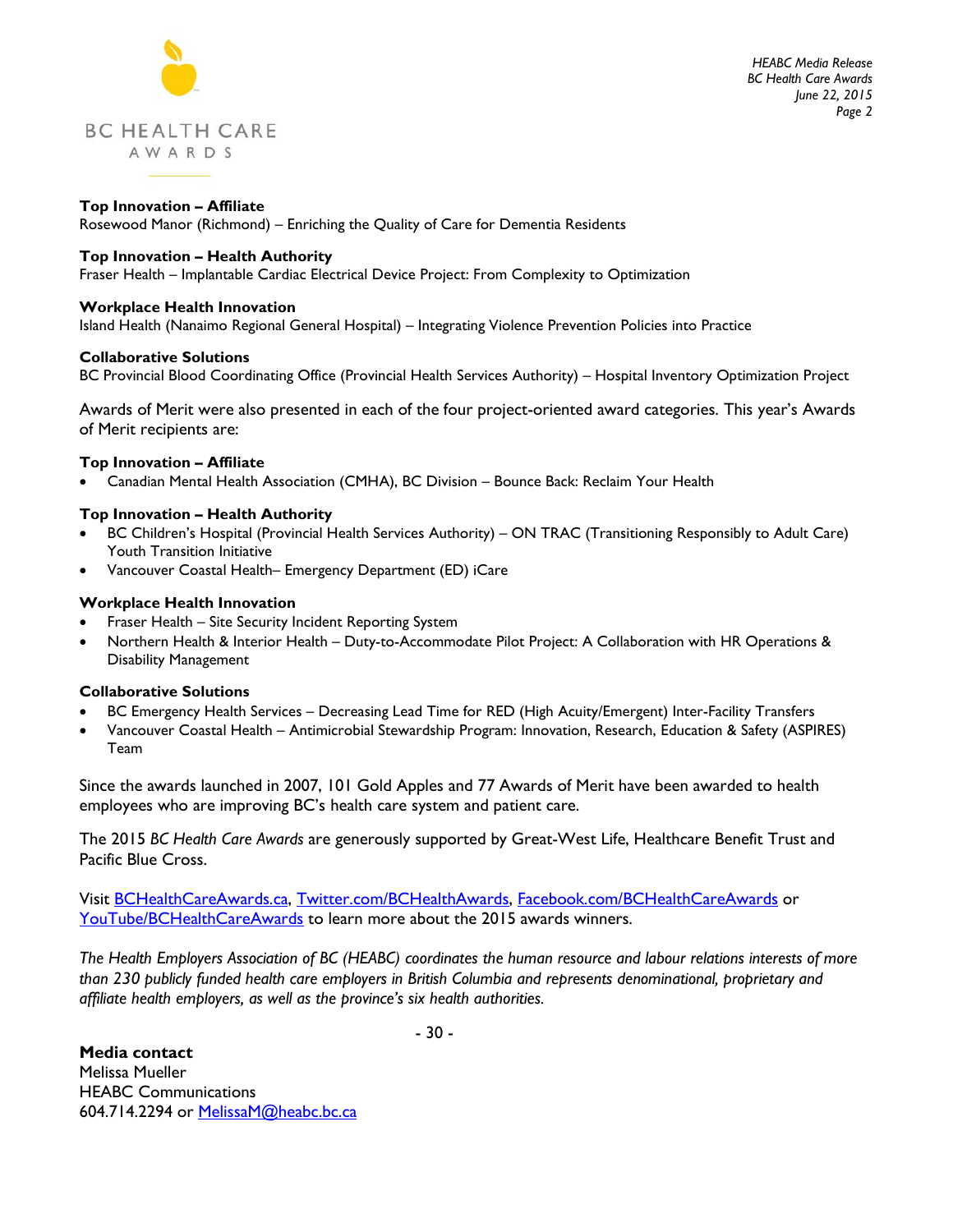**Top Innovation – Affiliate**
Rosewood Manor (Richmond) – Enriching the Quality of Care for Dementia Residents

**Top Innovation – Health Authority**
Fraser Health – Implantable Cardiac Electrical Device Project: From Complexity to Optimization

**Workplace Health Innovation**
Island Health (Nanaimo Regional General Hospital) – Integrating Violence Prevention Policies into Practice

**Collaborative Solutions**
BC Provincial Blood Coordinating Office (Provincial Health Services Authority) – Hospital Inventory Optimization Project

Awards of Merit were also presented in each of the four project-oriented award categories. This year's Awards of Merit recipients are:

**Top Innovation – Affiliate**

- Canadian Mental Health Association (CMHA), BC Division – Bounce Back: Reclaim Your Health

**Top Innovation – Health Authority**

- BC Children's Hospital (Provincial Health Services Authority) – ON TRAC (Transitioning Responsibly to Adult Care) Youth Transition Initiative
- Vancouver Coastal Health– Emergency Department (ED) iCare

**Workplace Health Innovation**

- Fraser Health – Site Security Incident Reporting System
- Northern Health & Interior Health – Duty-to-Accommodate Pilot Project: A Collaboration with HR Operations & Disability Management

**Collaborative Solutions**

- BC Emergency Health Services – Decreasing Lead Time for RED (High Acuity/Emergent) Inter-Facility Transfers
- Vancouver Coastal Health – Antimicrobial Stewardship Program: Innovation, Research, Education & Safety (ASPIRES) Team

Since the awards launched in 2007, 101 Gold Apples and 77 Awards of Merit have been awarded to health employees who are improving BC's health care system and patient care.

The 2015 *BC Health Care Awards* are generously supported by Great-West Life, Healthcare Benefit Trust and Pacific Blue Cross.

Visit BCHealthCareAwards.ca, Twitter.com/BCHealthAwards, Facebook.com/BCHealthCareAwards or YouTube/BCHealthCareAwards to learn more about the 2015 awards winners.

*The Health Employers Association of BC (HEABC) coordinates the human resource and labour relations interests of more than 230 publicly funded health care employers in British Columbia and represents denominational, proprietary and affiliate health employers, as well as the province's six health authorities.*

- 30 -

**Media contact**
Melissa Mueller
HEABC Communications
604.714.2294 or MelissaM@heabc.bc.ca